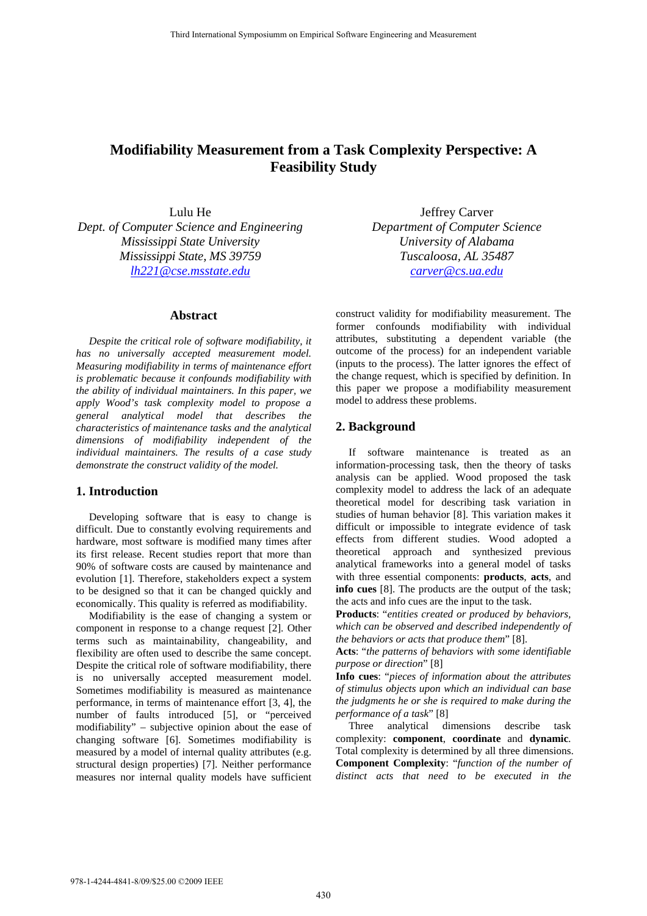# Modifiability Measurement from a Task Complexity Perspective: A Feasibility Study

Lulu He
*Dept. of Computer Science and Engineering*
*Mississippi State University*
*Mississippi State, MS 39759*
*lh221@cse.msstate.edu*

Jeffrey Carver
*Department of Computer Science*
*University of Alabama*
*Tuscaloosa, AL 35487*
*carver@cs.ua.edu*

## Abstract

*Despite the critical role of software modifiability, it has no universally accepted measurement model. Measuring modifiability in terms of maintenance effort is problematic because it confounds modifiability with the ability of individual maintainers. In this paper, we apply Wood's task complexity model to propose a general analytical model that describes the characteristics of maintenance tasks and the analytical dimensions of modifiability independent of the individual maintainers. The results of a case study demonstrate the construct validity of the model.*

## 1. Introduction

Developing software that is easy to change is difficult. Due to constantly evolving requirements and hardware, most software is modified many times after its first release. Recent studies report that more than 90% of software costs are caused by maintenance and evolution [1]. Therefore, stakeholders expect a system to be designed so that it can be changed quickly and economically. This quality is referred as modifiability.

Modifiability is the ease of changing a system or component in response to a change request [2]. Other terms such as maintainability, changeability, and flexibility are often used to describe the same concept. Despite the critical role of software modifiability, there is no universally accepted measurement model. Sometimes modifiability is measured as maintenance performance, in terms of maintenance effort [3, 4], the number of faults introduced [5], or "perceived modifiability" – subjective opinion about the ease of changing software [6]. Sometimes modifiability is measured by a model of internal quality attributes (e.g. structural design properties) [7]. Neither performance measures nor internal quality models have sufficient construct validity for modifiability measurement. The former confounds modifiability with individual attributes, substituting a dependent variable (the outcome of the process) for an independent variable (inputs to the process). The latter ignores the effect of the change request, which is specified by definition. In this paper we propose a modifiability measurement model to address these problems.

## 2. Background

If software maintenance is treated as an information-processing task, then the theory of tasks analysis can be applied. Wood proposed the task complexity model to address the lack of an adequate theoretical model for describing task variation in studies of human behavior [8]. This variation makes it difficult or impossible to integrate evidence of task effects from different studies. Wood adopted a theoretical approach and synthesized previous analytical frameworks into a general model of tasks with three essential components: **products**, **acts**, and **info cues** [8]. The products are the output of the task; the acts and info cues are the input to the task.

**Products**: "*entities created or produced by behaviors, which can be observed and described independently of the behaviors or acts that produce them*" [8].

**Acts**: "*the patterns of behaviors with some identifiable purpose or direction*" [8]

**Info cues**: "*pieces of information about the attributes of stimulus objects upon which an individual can base the judgments he or she is required to make during the performance of a task*" [8]

Three analytical dimensions describe task complexity: **component**, **coordinate** and **dynamic**. Total complexity is determined by all three dimensions.

**Component Complexity**: "*function of the number of distinct acts that need to be executed in the*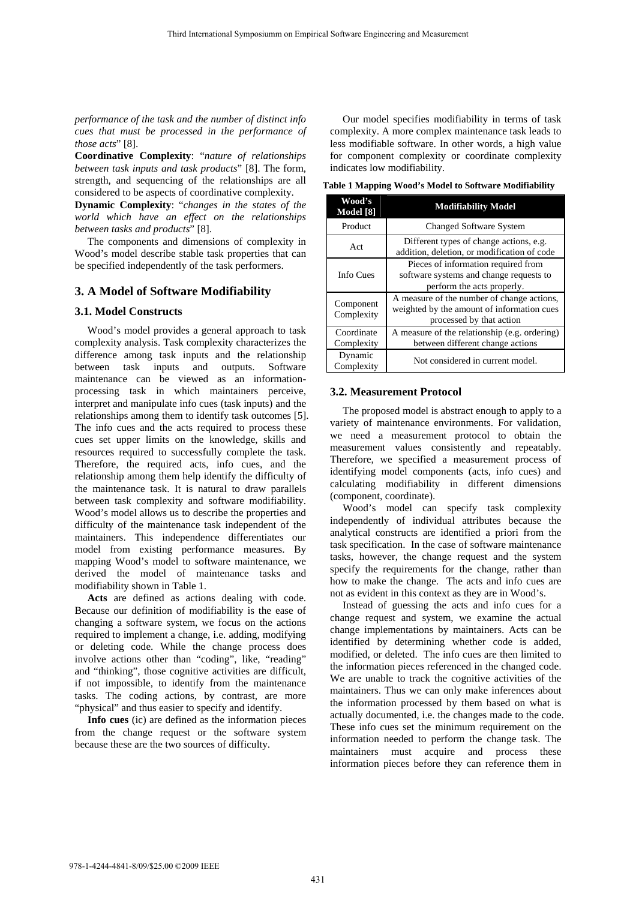*performance of the task and the number of distinct info cues that must be processed in the performance of those acts*" [8].

**Coordinative Complexity**: "*nature of relationships between task inputs and task products*" [8]. The form, strength, and sequencing of the relationships are all considered to be aspects of coordinative complexity.

**Dynamic Complexity**: "*changes in the states of the world which have an effect on the relationships between tasks and products*" [8].

The components and dimensions of complexity in Wood's model describe stable task properties that can be specified independently of the task performers.

## 3. A Model of Software Modifiability

### 3.1. Model Constructs

Wood's model provides a general approach to task complexity analysis. Task complexity characterizes the difference among task inputs and the relationship between task inputs and outputs. Software maintenance can be viewed as an information-processing task in which maintainers perceive, interpret and manipulate info cues (task inputs) and the relationships among them to identify task outcomes [5]. The info cues and the acts required to process these cues set upper limits on the knowledge, skills and resources required to successfully complete the task. Therefore, the required acts, info cues, and the relationship among them help identify the difficulty of the maintenance task. It is natural to draw parallels between task complexity and software modifiability. Wood's model allows us to describe the properties and difficulty of the maintenance task independent of the maintainers. This independence differentiates our model from existing performance measures. By mapping Wood's model to software maintenance, we derived the model of maintenance tasks and modifiability shown in Table 1.

**Acts** are defined as actions dealing with code. Because our definition of modifiability is the ease of changing a software system, we focus on the actions required to implement a change, i.e. adding, modifying or deleting code. While the change process does involve actions other than "coding", like, "reading" and "thinking", those cognitive activities are difficult, if not impossible, to identify from the maintenance tasks. The coding actions, by contrast, are more "physical" and thus easier to specify and identify.

**Info cues** (ic) are defined as the information pieces from the change request or the software system because these are the two sources of difficulty.

Our model specifies modifiability in terms of task complexity. A more complex maintenance task leads to less modifiable software. In other words, a high value for component complexity or coordinate complexity indicates low modifiability.

**Table 1 Mapping Wood's Model to Software Modifiability**

| Wood's Model [8] | Modifiability Model |
|---|---|
| Product | Changed Software System |
| Act | Different types of change actions, e.g. addition, deletion, or modification of code |
| Info Cues | Pieces of information required from software systems and change requests to perform the acts properly. |
| Component Complexity | A measure of the number of change actions, weighted by the amount of information cues processed by that action |
| Coordinate Complexity | A measure of the relationship (e.g. ordering) between different change actions |
| Dynamic Complexity | Not considered in current model. |

### 3.2. Measurement Protocol

The proposed model is abstract enough to apply to a variety of maintenance environments. For validation, we need a measurement protocol to obtain the measurement values consistently and repeatably. Therefore, we specified a measurement process of identifying model components (acts, info cues) and calculating modifiability in different dimensions (component, coordinate).

Wood's model can specify task complexity independently of individual attributes because the analytical constructs are identified a priori from the task specification. In the case of software maintenance tasks, however, the change request and the system specify the requirements for the change, rather than how to make the change. The acts and info cues are not as evident in this context as they are in Wood's.

Instead of guessing the acts and info cues for a change request and system, we examine the actual change implementations by maintainers. Acts can be identified by determining whether code is added, modified, or deleted. The info cues are then limited to the information pieces referenced in the changed code. We are unable to track the cognitive activities of the maintainers. Thus we can only make inferences about the information processed by them based on what is actually documented, i.e. the changes made to the code. These info cues set the minimum requirement on the information needed to perform the change task. The maintainers must acquire and process these information pieces before they can reference them in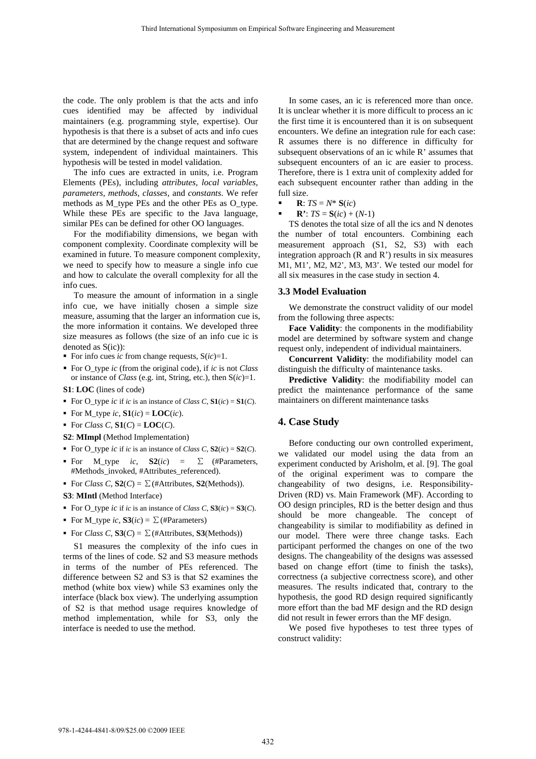the code. The only problem is that the acts and info cues identified may be affected by individual maintainers (e.g. programming style, expertise). Our hypothesis is that there is a subset of acts and info cues that are determined by the change request and software system, independent of individual maintainers. This hypothesis will be tested in model validation.

The info cues are extracted in units, i.e. Program Elements (PEs), including *attributes, local variables, parameters, methods, classes*, and *constants*. We refer methods as M_type PEs and the other PEs as O_type. While these PEs are specific to the Java language, similar PEs can be defined for other OO languages.

For the modifiability dimensions, we began with component complexity. Coordinate complexity will be examined in future. To measure component complexity, we need to specify how to measure a single info cue and how to calculate the overall complexity for all the info cues.

To measure the amount of information in a single info cue, we have initially chosen a simple size measure, assuming that the larger an information cue is, the more information it contains. We developed three size measures as follows (the size of an info cue ic is denoted as S(ic)):

- For info cues *ic* from change requests, S(*ic*)=1.
- For O_type *ic* (from the original code), if *ic* is not *Class* or instance of *Class* (e.g. int, String, etc.), then S(*ic*)=1.

**S1**: **LOC** (lines of code)

- For O_type *ic* if *ic* is an instance of *Class C*, **S1**(*ic*) = **S1**(*C*).
- For M_type *ic*, **S1**(*ic*) = **LOC**(*ic*).
- For *Class C*, **S1**(*C*) = **LOC**(*C*).

**S2**: **MImpl** (Method Implementation)

- For O_type *ic* if *ic* is an instance of *Class C*, **S2**(*ic*) = **S2**(*C*).
- For M_type *ic*, **S2**(*ic*) = $\sum$ (#Parameters, #Methods_invoked, #Attributes_referenced).
- For *Class C*, **S2**(*C*) = $\sum$(#Attributes, **S2**(Methods)).

**S3**: **MIntl** (Method Interface)

- For O_type *ic* if *ic* is an instance of *Class C*, **S3**(*ic*) = **S3**(*C*).
- For M_type *ic*, **S3**(*ic*) = $\sum$(#Parameters)
- For *Class C*, **S3**(*C*) = $\sum$(#Attributes, **S3**(Methods))

S1 measures the complexity of the info cues in terms of the lines of code. S2 and S3 measure methods in terms of the number of PEs referenced. The difference between S2 and S3 is that S2 examines the method (white box view) while S3 examines only the interface (black box view). The underlying assumption of S2 is that method usage requires knowledge of method implementation, while for S3, only the interface is needed to use the method.

In some cases, an ic is referenced more than once. It is unclear whether it is more difficult to process an ic the first time it is encountered than it is on subsequent encounters. We define an integration rule for each case: R assumes there is no difference in difficulty for subsequent observations of an ic while R' assumes that subsequent encounters of an ic are easier to process. Therefore, there is 1 extra unit of complexity added for each subsequent encounter rather than adding in the full size.

- **R**: $TS = N * \mathbf{S}(ic)$
- **R'**: $TS = \mathbf{S}(ic) + (N-1)$

TS denotes the total size of all the ics and N denotes the number of total encounters. Combining each measurement approach (S1, S2, S3) with each integration approach (R and R') results in six measures M1, M1', M2, M2', M3, M3'. We tested our model for all six measures in the case study in section 4.

### 3.3 Model Evaluation

We demonstrate the construct validity of our model from the following three aspects:

**Face Validity**: the components in the modifiability model are determined by software system and change request only, independent of individual maintainers.

**Concurrent Validity**: the modifiability model can distinguish the difficulty of maintenance tasks.

**Predictive Validity**: the modifiability model can predict the maintenance performance of the same maintainers on different maintenance tasks

## 4. Case Study

Before conducting our own controlled experiment, we validated our model using the data from an experiment conducted by Arisholm, et al. [9]. The goal of the original experiment was to compare the changeability of two designs, i.e. Responsibility-Driven (RD) vs. Main Framework (MF). According to OO design principles, RD is the better design and thus should be more changeable. The concept of changeability is similar to modifiability as defined in our model. There were three change tasks. Each participant performed the changes on one of the two designs. The changeability of the designs was assessed based on change effort (time to finish the tasks), correctness (a subjective correctness score), and other measures. The results indicated that, contrary to the hypothesis, the good RD design required significantly more effort than the bad MF design and the RD design did not result in fewer errors than the MF design.

We posed five hypotheses to test three types of construct validity: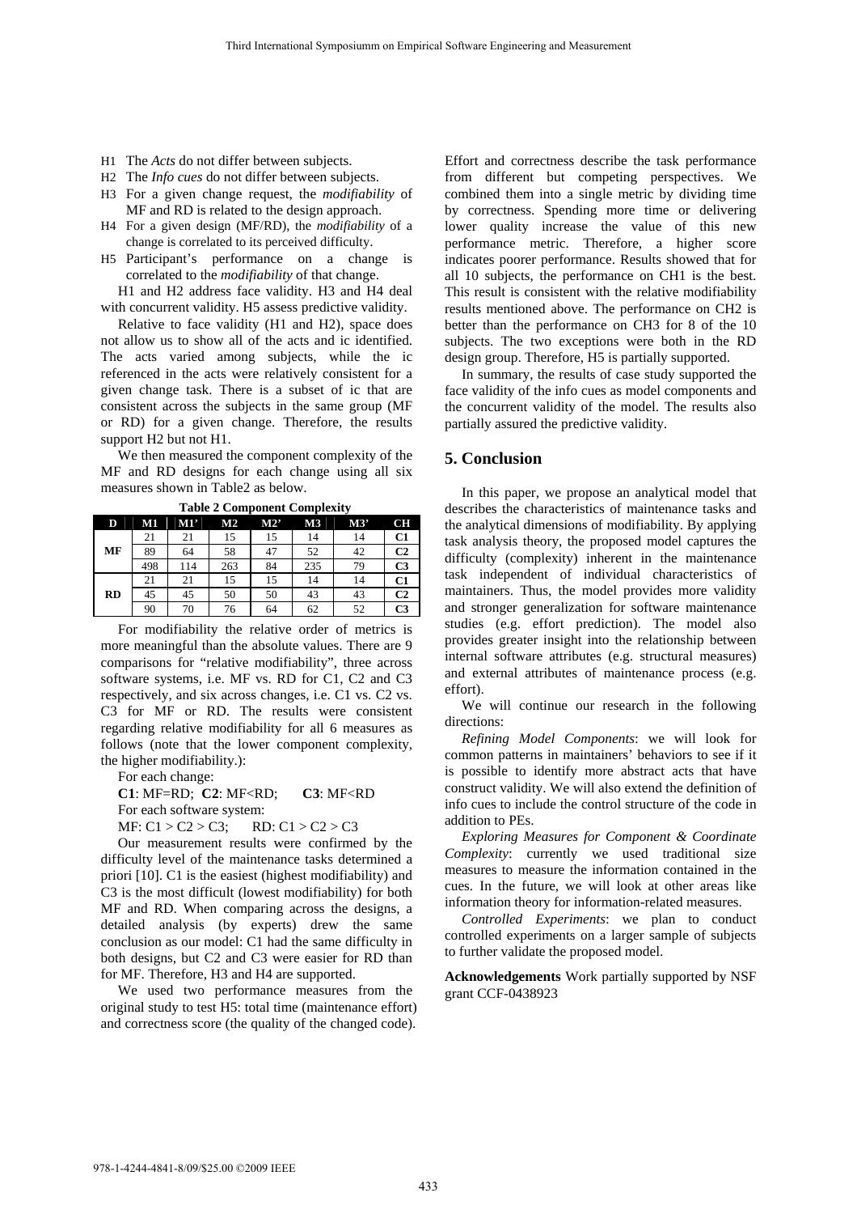H1 The *Acts* do not differ between subjects.

H2 The *Info cues* do not differ between subjects.

H3 For a given change request, the *modifiability* of MF and RD is related to the design approach.

H4 For a given design (MF/RD), the *modifiability* of a change is correlated to its perceived difficulty.

H5 Participant's performance on a change is correlated to the *modifiability* of that change.

H1 and H2 address face validity. H3 and H4 deal with concurrent validity. H5 assess predictive validity.

Relative to face validity (H1 and H2), space does not allow us to show all of the acts and ic identified. The acts varied among subjects, while the ic referenced in the acts were relatively consistent for a given change task. There is a subset of ic that are consistent across the subjects in the same group (MF or RD) for a given change. Therefore, the results support H2 but not H1.

We then measured the component complexity of the MF and RD designs for each change using all six measures shown in Table2 as below.

**Table 2 Component Complexity**

| D | M1 | M1' | M2 | M2' | M3 | M3' | CH |
|---|---|---|---|---|---|---|---|
| MF | 21 | 21 | 15 | 15 | 14 | 14 | C1 |
| | 89 | 64 | 58 | 47 | 52 | 42 | C2 |
| | 498 | 114 | 263 | 84 | 235 | 79 | C3 |
| RD | 21 | 21 | 15 | 15 | 14 | 14 | C1 |
| | 45 | 45 | 50 | 50 | 43 | 43 | C2 |
| | 90 | 70 | 76 | 64 | 62 | 52 | C3 |

For modifiability the relative order of metrics is more meaningful than the absolute values. There are 9 comparisons for "relative modifiability", three across software systems, i.e. MF vs. RD for C1, C2 and C3 respectively, and six across changes, i.e. C1 vs. C2 vs. C3 for MF or RD. The results were consistent regarding relative modifiability for all 6 measures as follows (note that the lower component complexity, the higher modifiability.):

For each change:

**C1**: MF=RD; **C2**: MF<RD; **C3**: MF<RD

For each software system:

MF: C1 > C2 > C3; RD: C1 > C2 > C3

Our measurement results were confirmed by the difficulty level of the maintenance tasks determined a priori [10]. C1 is the easiest (highest modifiability) and C3 is the most difficult (lowest modifiability) for both MF and RD. When comparing across the designs, a detailed analysis (by experts) drew the same conclusion as our model: C1 had the same difficulty in both designs, but C2 and C3 were easier for RD than for MF. Therefore, H3 and H4 are supported.

We used two performance measures from the original study to test H5: total time (maintenance effort) and correctness score (the quality of the changed code). Effort and correctness describe the task performance from different but competing perspectives. We combined them into a single metric by dividing time by correctness. Spending more time or delivering lower quality increase the value of this new performance metric. Therefore, a higher score indicates poorer performance. Results showed that for all 10 subjects, the performance on CH1 is the best. This result is consistent with the relative modifiability results mentioned above. The performance on CH2 is better than the performance on CH3 for 8 of the 10 subjects. The two exceptions were both in the RD design group. Therefore, H5 is partially supported.

In summary, the results of case study supported the face validity of the info cues as model components and the concurrent validity of the model. The results also partially assured the predictive validity.

## 5. Conclusion

In this paper, we propose an analytical model that describes the characteristics of maintenance tasks and the analytical dimensions of modifiability. By applying task analysis theory, the proposed model captures the difficulty (complexity) inherent in the maintenance task independent of individual characteristics of maintainers. Thus, the model provides more validity and stronger generalization for software maintenance studies (e.g. effort prediction). The model also provides greater insight into the relationship between internal software attributes (e.g. structural measures) and external attributes of maintenance process (e.g. effort).

We will continue our research in the following directions:

*Refining Model Components*: we will look for common patterns in maintainers' behaviors to see if it is possible to identify more abstract acts that have construct validity. We will also extend the definition of info cues to include the control structure of the code in addition to PEs.

*Exploring Measures for Component & Coordinate Complexity*: currently we used traditional size measures to measure the information contained in the cues. In the future, we will look at other areas like information theory for information-related measures.

*Controlled Experiments*: we plan to conduct controlled experiments on a larger sample of subjects to further validate the proposed model.

**Acknowledgements** Work partially supported by NSF grant CCF-0438923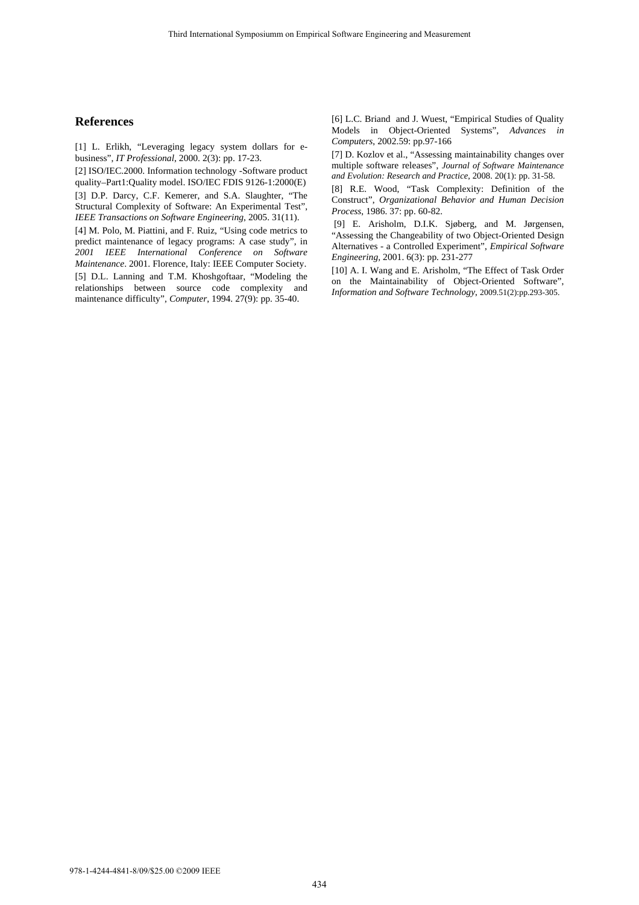## References

[1] L. Erlikh, "Leveraging legacy system dollars for e-business", *IT Professional*, 2000. 2(3): pp. 17-23.

[2] ISO/IEC.2000. Information technology -Software product quality–Part1:Quality model. ISO/IEC FDIS 9126-1:2000(E)

[3] D.P. Darcy, C.F. Kemerer, and S.A. Slaughter, "The Structural Complexity of Software: An Experimental Test", *IEEE Transactions on Software Engineering*, 2005. 31(11).

[4] M. Polo, M. Piattini, and F. Ruiz, "Using code metrics to predict maintenance of legacy programs: A case study", in *2001 IEEE International Conference on Software Maintenance*. 2001. Florence, Italy: IEEE Computer Society.

[5] D.L. Lanning and T.M. Khoshgoftaar, "Modeling the relationships between source code complexity and maintenance difficulty", *Computer*, 1994. 27(9): pp. 35-40.

[6] L.C. Briand and J. Wuest, "Empirical Studies of Quality Models in Object-Oriented Systems", *Advances in Computers*, 2002.59: pp.97-166

[7] D. Kozlov et al., "Assessing maintainability changes over multiple software releases", *Journal of Software Maintenance and Evolution: Research and Practice*, 2008. 20(1): pp. 31-58.

[8] R.E. Wood, "Task Complexity: Definition of the Construct", *Organizational Behavior and Human Decision Process*, 1986. 37: pp. 60-82.

[9] E. Arisholm, D.I.K. Sjøberg, and M. Jørgensen, "Assessing the Changeability of two Object-Oriented Design Alternatives - a Controlled Experiment", *Empirical Software Engineering*, 2001. 6(3): pp. 231-277

[10] A. I. Wang and E. Arisholm, "The Effect of Task Order on the Maintainability of Object-Oriented Software", *Information and Software Technology*, 2009.51(2):pp.293-305.